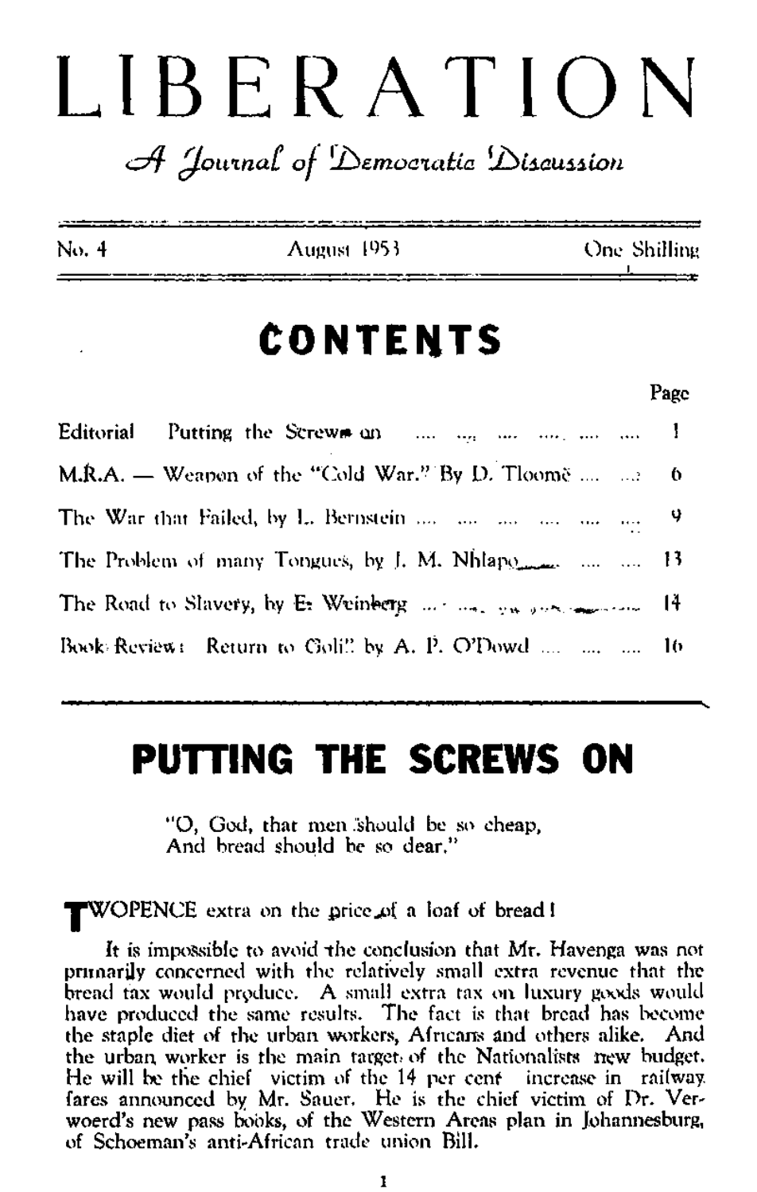# LIBERATION

*A Journal of Democratic Discussion*

No. 4 — August 1953 — One Shilling

## CONTENTS

| | Page |
|---|---|
| Editorial Putting the Screws on | 1 |
| M.R.A. — Weapon of the "Cold War." By D. Tloome | 6 |
| The War that Failed, by L. Bernstein | 9 |
| The Problem of many Tongues, by J. M. Nhlapo | 13 |
| The Road to Slavery, by E. Weinberg | 14 |
| Book Review: Return to Goli," by A. P. O'Dowd | 16 |

## PUTTING THE SCREWS ON

"O, God, that men should be so cheap,
And bread should be so dear."

TWOPENCE extra on the price of a loaf of bread!

It is impossible to avoid the conclusion that Mr. Havenga was not primarily concerned with the relatively small extra revenue that the bread tax would produce. A small extra tax on luxury goods would have produced the same results. The fact is that bread has become the staple diet of the urban workers, Africans and others alike. And the urban worker is the main target of the Nationalists new budget. He will be the chief victim of the 14 per cent increase in railway fares announced by Mr. Sauer. He is the chief victim of Dr. Verwoerd's new pass books, of the Western Areas plan in Johannesburg, of Schoeman's anti-African trade union Bill.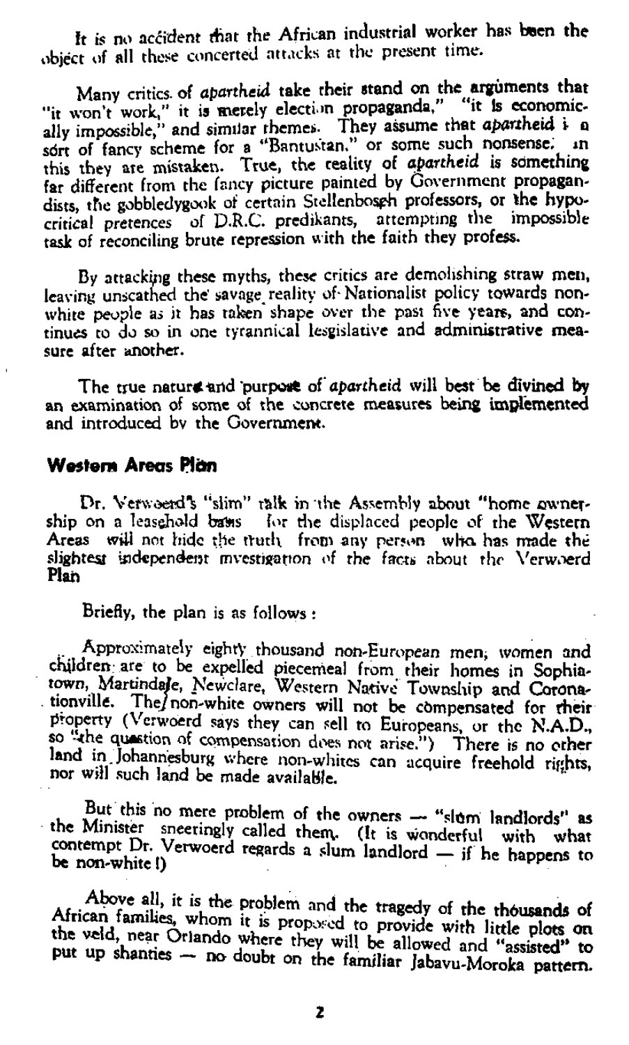It is no accident that the African industrial worker has been the object of all these concerted attacks at the present time.

Many critics of *apartheid* take their stand on the arguments that "it won't work," it is merely election propaganda," "it is economically impossible," and similar themes. They assume that *apartheid* is a sort of fancy scheme for a "Bantustan," or some such nonsense; in this they are mistaken. True, the reality of *apartheid* is something far different from the fancy picture painted by Government propagandists, the gobbledygook of certain Stellenbosch professors, or the hypocritical pretences of D.R.C. predikants, attempting the impossible task of reconciling brute repression with the faith they profess.

By attacking these myths, these critics are demolishing straw men, leaving unscathed the savage reality of Nationalist policy towards non-white people as it has taken shape over the past five years, and continues to do so in one tyrannical lesgislative and administrative measure after another.

The true nature and purpose of *apartheid* will best be divined by an examination of some of the concrete measures being implemented and introduced by the Government.

## Western Areas Plan

Dr. Verwoerd's "slim" talk in the Assembly about "home ownership on a leasehold basis for the displaced people of the Western Areas will not hide the truth from any person who has made the slightest independent investigation of the facts about the Verwoerd Plan

Briefly, the plan is as follows :

Approximately eighty thousand non-European men, women and children are to be expelled piecemeal from their homes in Sophiatown, Martindale, Newclare, Western Native Township and Coronationville. The non-white owners will not be compensated for their property (Verwoerd says they can sell to Europeans, or the N.A.D., so "the question of compensation does not arise.") There is no other land in Johannesburg where non-whites can acquire freehold rights, nor will such land be made available.

But this no mere problem of the owners — "slum landlords" as the Minister sneeringly called them. (It is wonderful with what contempt Dr. Verwoerd regards a slum landlord — if he happens to be non-white !)

Above all, it is the problem and the tragedy of the thousands of African families, whom it is proposed to provide with little plots on the veld, near Orlando where they will be allowed and "assisted" to put up shanties — no doubt on the familiar Jabavu-Moroka pattern.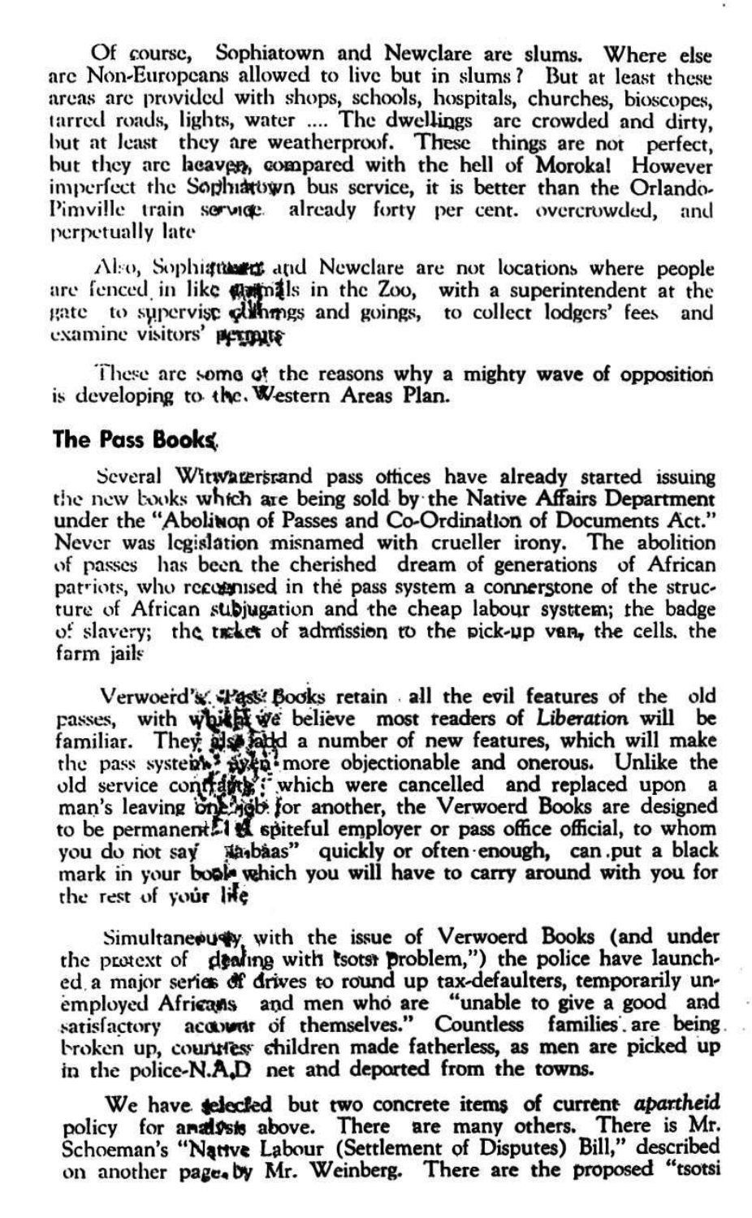Of course, Sophiatown and Newclare are slums. Where else are Non-Europeans allowed to live but in slums? But at least these areas are provided with shops, schools, hospitals, churches, bioscopes, tarred roads, lights, water .... The dwellings are crowded and dirty, but at least they are weatherproof. These things are not perfect, but they are heaven, compared with the hell of Moroka! However imperfect the Sophiatown bus service, it is better than the Orlando-Pimville train service already forty per cent. overcrowded, and perpetually late

Also, Sophiatown and Newclare are not locations where people are fenced in like animals in the Zoo, with a superintendent at the gate to supervise comings and goings, to collect lodgers' fees and examine visitors' permits

These are some of the reasons why a mighty wave of opposition is developing to the Western Areas Plan.

## The Pass Books

Several Witwatersrand pass offices have already started issuing the new books which are being sold by the Native Affairs Department under the "Abolition of Passes and Co-Ordination of Documents Act." Never was legislation misnamed with crueller irony. The abolition of passes has been the cherished dream of generations of African patriots, who recognised in the pass system a connerstone of the structure of African subjugation and the cheap labour systtem; the badge of slavery; the ticket of admission to the pick-up van, the cells, the farm jails

Verwoerd's Pass Books retain all the evil features of the old passes, with which we believe most readers of *Liberation* will be familiar. They also add a number of new features, which will make the pass system even more objectionable and onerous. Unlike the old service contracts which were cancelled and replaced upon a man's leaving one job for another, the Verwoerd Books are designed to be permanent. A spiteful employer or pass office official, to whom you do not say "Ja-baas" quickly or often enough, can put a black mark in your book which you will have to carry around with you for the rest of your life

Simultaneously with the issue of Verwoerd Books (and under the pretext of dealing with tsotsi problem,") the police have launched a major series of drives to round up tax-defaulters, temporarily unemployed Africans and men who are "unable to give a good and satisfactory account of themselves." Countless families are being broken up, countless children made fatherless, as men are picked up in the police-N.A.D net and deported from the towns.

We have selected but two concrete items of current *apartheid* policy for analysis above. There are many others. There is Mr. Schoeman's "Native Labour (Settlement of Disputes) Bill," described on another page by Mr. Weinberg. There are the proposed "tsotsi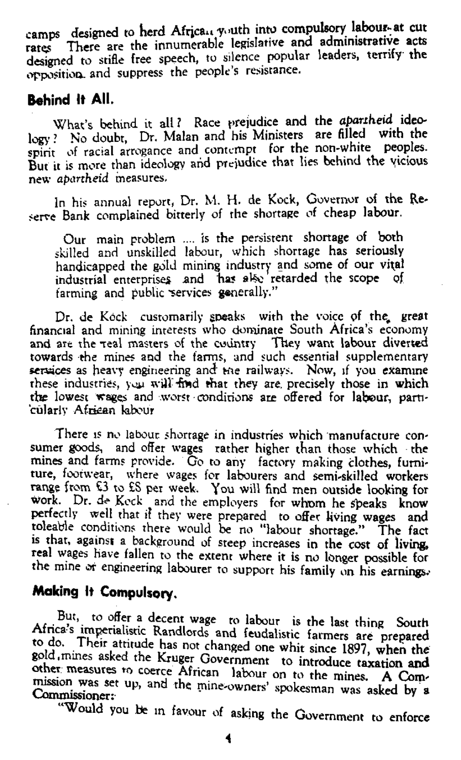camps designed to herd African youth into compulsory labour at cut rates. There are the innumerable legislative and administrative acts designed to stifle free speech, to silence popular leaders, terrify the opposition and suppress the people's resistance.

## Behind It All.

What's behind it all? Race prejudice and the *apartheid* ideology? No doubt, Dr. Malan and his Ministers are filled with the spirit of racial arrogance and contempt for the non-white peoples. But it is more than ideology and prejudice that lies behind the vicious new *apartheid* measures.

In his annual report, Dr. M. H. de Kock, Governor of the Reserve Bank complained bitterly of the shortage of cheap labour.

> Our main problem .... is the persistent shortage of both skilled and unskilled labour, which shortage has seriously handicapped the gold mining industry and some of our vital industrial enterprises and has also retarded the scope of farming and public services generally."

Dr. de Kock customarily speaks with the voice of the great financial and mining interests who dominate South Africa's economy and are the real masters of the country. They want labour diverted towards the mines and the farms, and such essential supplementary services as heavy engineering and the railways. Now, if you examine these industries, you will find that they are precisely those in which the lowest wages and worst conditions are offered for labour, particularly African labour.

There is no labour shortage in industries which manufacture consumer goods, and offer wages rather higher than those which the mines and farms provide. Go to any factory making clothes, furniture, footwear, where wages for labourers and semi-skilled workers range from £3 to £5 per week. You will find men outside looking for work. Dr. de Kock and the employers for whom he speaks know perfectly well that if they were prepared to offer living wages and toleable conditions there would be no "labour shortage." The fact is that, against a background of steep increases in the cost of living, real wages have fallen to the extent where it is no longer possible for the mine or engineering labourer to support his family on his earnings.

## Making It Compulsory.

But, to offer a decent wage to labour is the last thing South Africa's imperialistic Randlords and feudalistic farmers are prepared to do. Their attitude has not changed one whit since 1897, when the gold mines asked the Kruger Government to introduce taxation and other measures to coerce African labour on to the mines. A Commission was set up, and the mine-owners' spokesman was asked by a Commissioner:

"Would you be in favour of asking the Government to enforce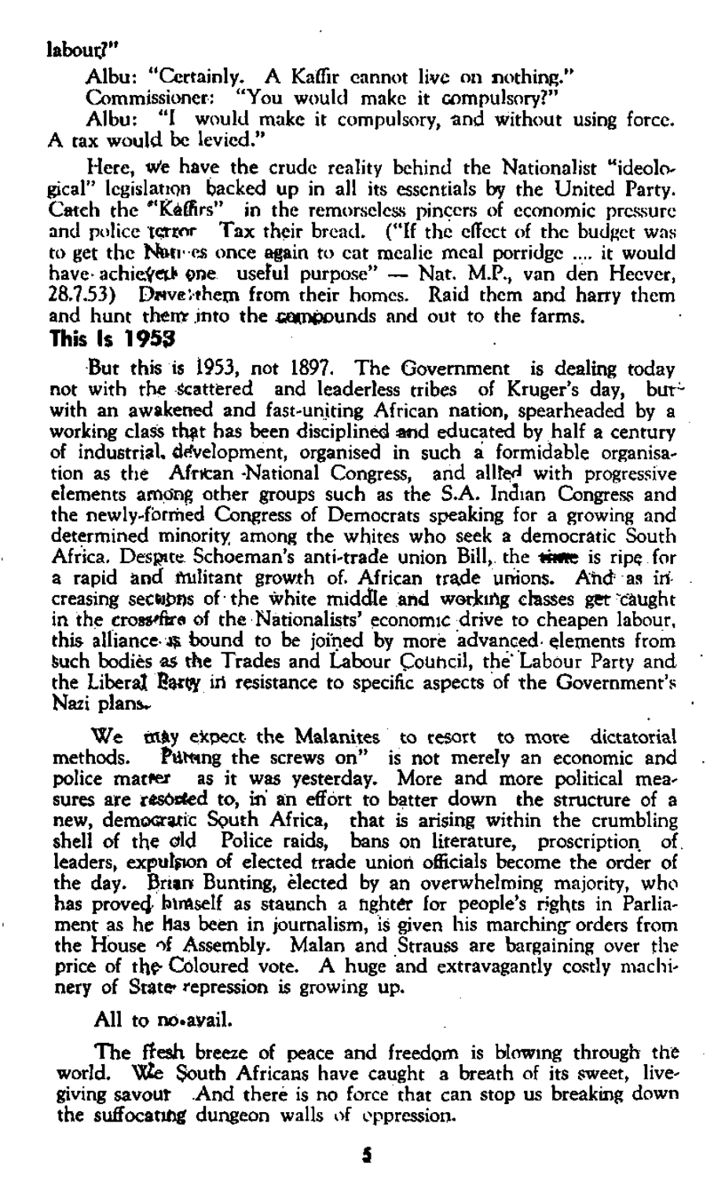labour?"

Albu: "Certainly. A Kaffir cannot live on nothing."

Commissioner: "You would make it compulsory?"

Albu: "I would make it compulsory, and without using force. A tax would be levied."

Here, we have the crude reality behind the Nationalist "ideological" legislation backed up in all its essentials by the United Party. Catch the "Kaffirs" in the remorseless pincers of economic pressure and police terror Tax their bread. ("If the effect of the budget was to get the Natives once again to eat mealie meal porridge .... it would have achieved one useful purpose" — Nat. M.P., van den Heever, 28.7.53) Drive them from their homes. Raid them and harry them and hunt them into the compounds and out to the farms.

**This Is 1953**

But this is 1953, not 1897. The Government is dealing today not with the scattered and leaderless tribes of Kruger's day, but with an awakened and fast-uniting African nation, spearheaded by a working class that has been disciplined and educated by half a century of industrial development, organised in such a formidable organisation as the African National Congress, and allied with progressive elements among other groups such as the S.A. Indian Congress and the newly-formed Congress of Democrats speaking for a growing and determined minority among the whites who seek a democratic South Africa. Despite Schoeman's anti-trade union Bill, the time is ripe for a rapid and militant growth of African trade unions. And as increasing sections of the white middle and working classes get caught in the cross-fire of the Nationalists' economic drive to cheapen labour, this alliance is bound to be joined by more advanced elements from such bodies as the Trades and Labour Council, the Labour Party and the Liberal Party in resistance to specific aspects of the Government's Nazi plans.

We may expect the Malanites to resort to more dictatorial methods. Putting the screws on" is not merely an economic and police matter as it was yesterday. More and more political measures are resorted to, in an effort to batter down the structure of a new, democratic South Africa, that is arising within the crumbling shell of the old Police raids, bans on literature, proscription of leaders, expulsion of elected trade union officials become the order of the day. Brian Bunting, elected by an overwhelming majority, who has proved himself as staunch a fighter for people's rights in Parliament as he has been in journalism, is given his marching orders from the House of Assembly. Malan and Strauss are bargaining over the price of the Coloured vote. A huge and extravagantly costly machinery of State repression is growing up.

All to no avail.

The fresh breeze of peace and freedom is blowing through the world. We South Africans have caught a breath of its sweet, live-giving savour And there is no force that can stop us breaking down the suffocating dungeon walls of oppression.